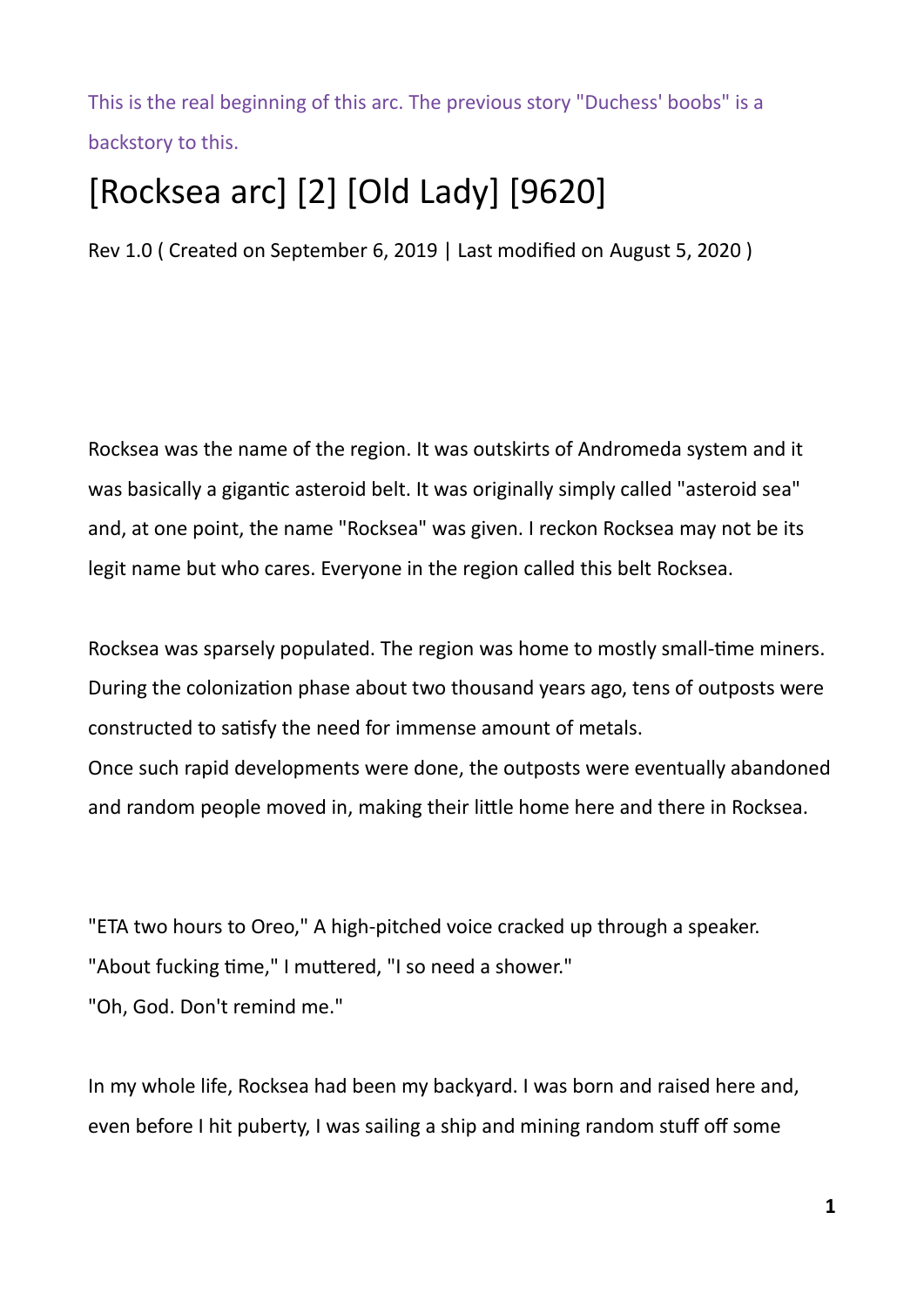This is the real beginning of this arc. The previous story "Duchess' boobs" is a backstory to this.

# [Rocksea arc] [2] [Old Lady] [9620]

Rev 1.0 ( Created on September 6, 2019 | Last modified on August 5, 2020 )

Rocksea was the name of the region. It was outskirts of Andromeda system and it was basically a gigantic asteroid belt. It was originally simply called "asteroid sea" and, at one point, the name "Rocksea" was given. I reckon Rocksea may not be its legit name but who cares. Everyone in the region called this belt Rocksea.

Rocksea was sparsely populated. The region was home to mostly small-time miners. During the colonization phase about two thousand years ago, tens of outposts were constructed to satisfy the need for immense amount of metals.
Once such rapid developments were done, the outposts were eventually abandoned and random people moved in, making their little home here and there in Rocksea.

"ETA two hours to Oreo," A high-pitched voice cracked up through a speaker.
"About fucking time," I muttered, "I so need a shower."
"Oh, God. Don't remind me."

In my whole life, Rocksea had been my backyard. I was born and raised here and, even before I hit puberty, I was sailing a ship and mining random stuff off some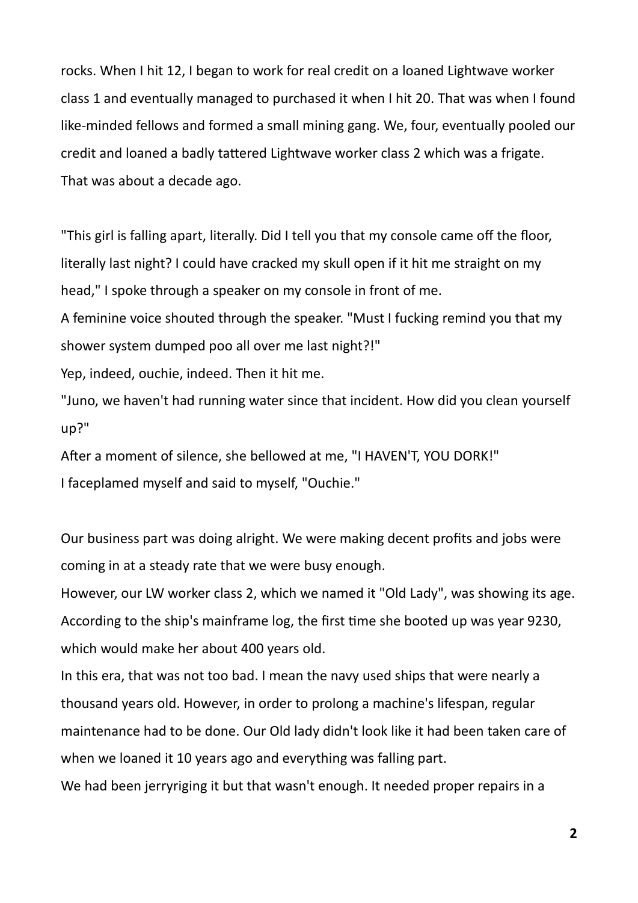rocks. When I hit 12, I began to work for real credit on a loaned Lightwave worker class 1 and eventually managed to purchased it when I hit 20. That was when I found like-minded fellows and formed a small mining gang. We, four, eventually pooled our credit and loaned a badly tattered Lightwave worker class 2 which was a frigate. That was about a decade ago.

"This girl is falling apart, literally. Did I tell you that my console came off the floor, literally last night? I could have cracked my skull open if it hit me straight on my head," I spoke through a speaker on my console in front of me.

A feminine voice shouted through the speaker. "Must I fucking remind you that my shower system dumped poo all over me last night?!"

Yep, indeed, ouchie, indeed. Then it hit me.

"Juno, we haven't had running water since that incident. How did you clean yourself up?"

After a moment of silence, she bellowed at me, "I HAVEN'T, YOU DORK!"

I faceplamed myself and said to myself, "Ouchie."

Our business part was doing alright. We were making decent profits and jobs were coming in at a steady rate that we were busy enough.

However, our LW worker class 2, which we named it "Old Lady", was showing its age. According to the ship's mainframe log, the first time she booted up was year 9230, which would make her about 400 years old.

In this era, that was not too bad. I mean the navy used ships that were nearly a thousand years old. However, in order to prolong a machine's lifespan, regular maintenance had to be done. Our Old lady didn't look like it had been taken care of when we loaned it 10 years ago and everything was falling part.

We had been jerryriging it but that wasn't enough. It needed proper repairs in a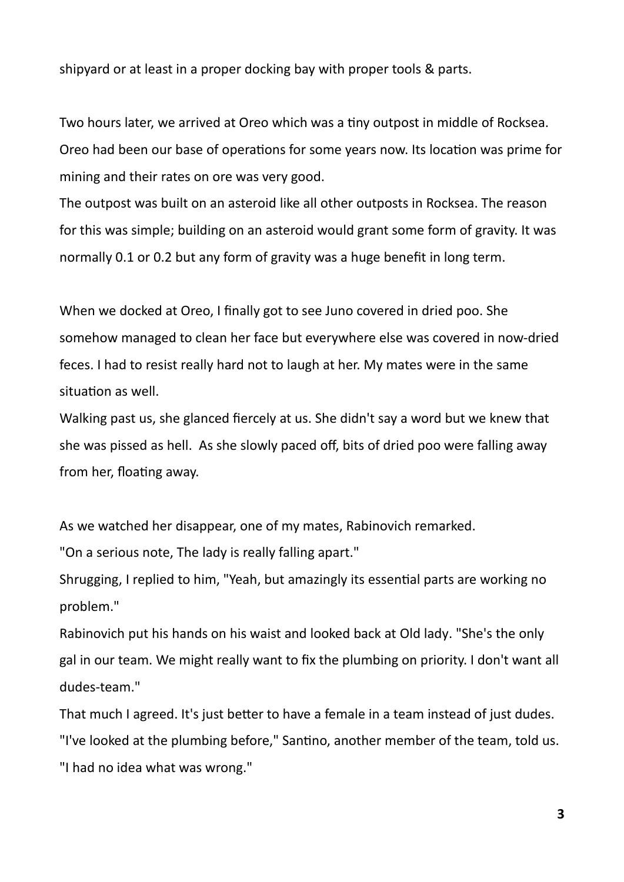shipyard or at least in a proper docking bay with proper tools & parts.

Two hours later, we arrived at Oreo which was a tiny outpost in middle of Rocksea. Oreo had been our base of operations for some years now. Its location was prime for mining and their rates on ore was very good.
The outpost was built on an asteroid like all other outposts in Rocksea. The reason for this was simple; building on an asteroid would grant some form of gravity. It was normally 0.1 or 0.2 but any form of gravity was a huge benefit in long term.

When we docked at Oreo, I finally got to see Juno covered in dried poo. She somehow managed to clean her face but everywhere else was covered in now-dried feces. I had to resist really hard not to laugh at her. My mates were in the same situation as well.
Walking past us, she glanced fiercely at us. She didn't say a word but we knew that she was pissed as hell. As she slowly paced off, bits of dried poo were falling away from her, floating away.

As we watched her disappear, one of my mates, Rabinovich remarked.
"On a serious note, The lady is really falling apart."
Shrugging, I replied to him, "Yeah, but amazingly its essential parts are working no problem."
Rabinovich put his hands on his waist and looked back at Old lady. "She's the only gal in our team. We might really want to fix the plumbing on priority. I don't want all dudes-team."
That much I agreed. It's just better to have a female in a team instead of just dudes.
"I've looked at the plumbing before," Santino, another member of the team, told us. "I had no idea what was wrong."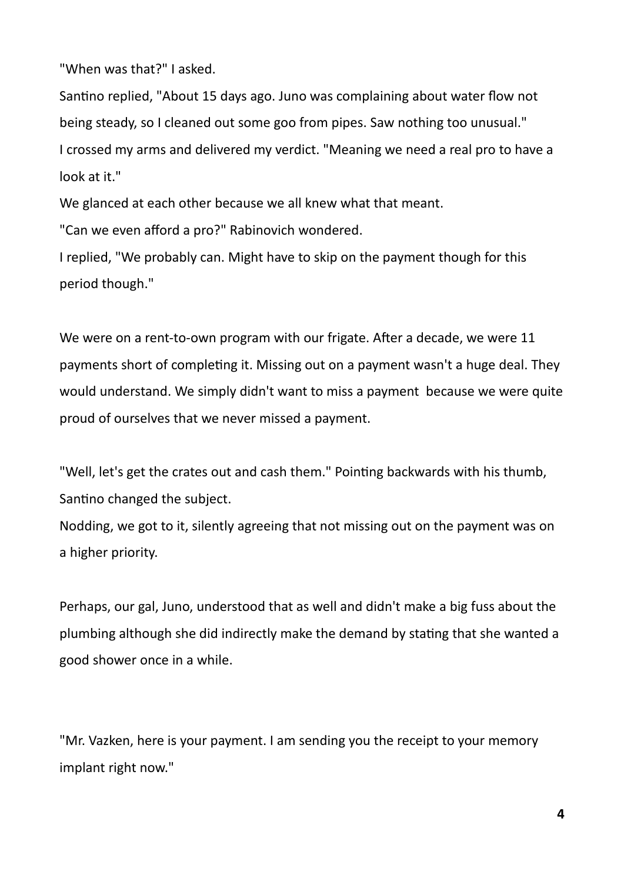"When was that?" I asked.

Santino replied, "About 15 days ago. Juno was complaining about water flow not being steady, so I cleaned out some goo from pipes. Saw nothing too unusual."

I crossed my arms and delivered my verdict. "Meaning we need a real pro to have a look at it."

We glanced at each other because we all knew what that meant.

"Can we even afford a pro?" Rabinovich wondered.

I replied, "We probably can. Might have to skip on the payment though for this period though."

We were on a rent-to-own program with our frigate. After a decade, we were 11 payments short of completing it. Missing out on a payment wasn't a huge deal. They would understand. We simply didn't want to miss a payment  because we were quite proud of ourselves that we never missed a payment.

"Well, let's get the crates out and cash them." Pointing backwards with his thumb, Santino changed the subject.

Nodding, we got to it, silently agreeing that not missing out on the payment was on a higher priority.

Perhaps, our gal, Juno, understood that as well and didn't make a big fuss about the plumbing although she did indirectly make the demand by stating that she wanted a good shower once in a while.

"Mr. Vazken, here is your payment. I am sending you the receipt to your memory implant right now."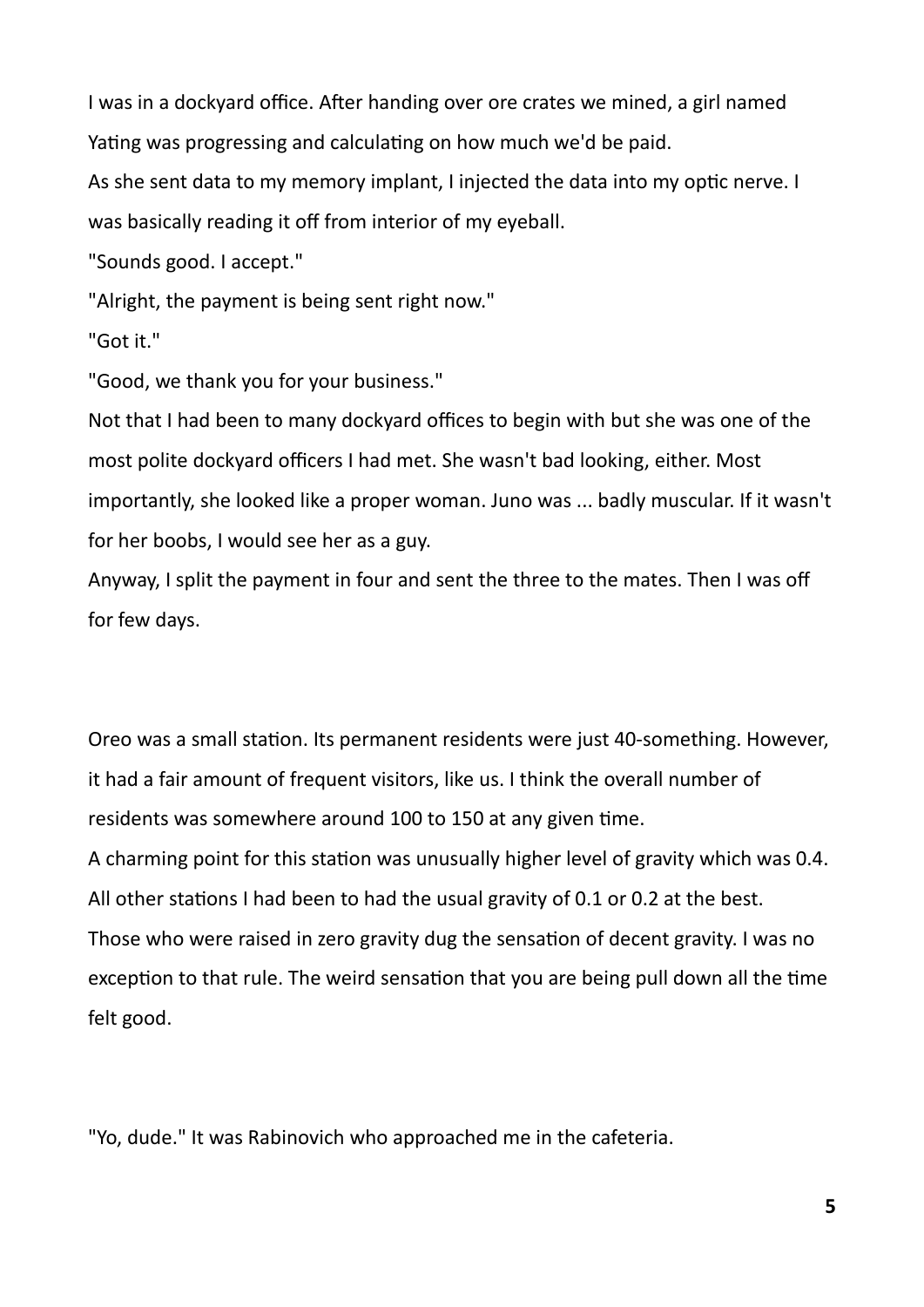I was in a dockyard office. After handing over ore crates we mined, a girl named Yating was progressing and calculating on how much we'd be paid.

As she sent data to my memory implant, I injected the data into my optic nerve. I was basically reading it off from interior of my eyeball.

"Sounds good. I accept."

"Alright, the payment is being sent right now."

"Got it."

"Good, we thank you for your business."

Not that I had been to many dockyard offices to begin with but she was one of the most polite dockyard officers I had met. She wasn't bad looking, either. Most importantly, she looked like a proper woman. Juno was ... badly muscular. If it wasn't for her boobs, I would see her as a guy.

Anyway, I split the payment in four and sent the three to the mates. Then I was off for few days.

Oreo was a small station. Its permanent residents were just 40-something. However, it had a fair amount of frequent visitors, like us. I think the overall number of residents was somewhere around 100 to 150 at any given time.

A charming point for this station was unusually higher level of gravity which was 0.4. All other stations I had been to had the usual gravity of 0.1 or 0.2 at the best. Those who were raised in zero gravity dug the sensation of decent gravity. I was no exception to that rule. The weird sensation that you are being pull down all the time felt good.

"Yo, dude." It was Rabinovich who approached me in the cafeteria.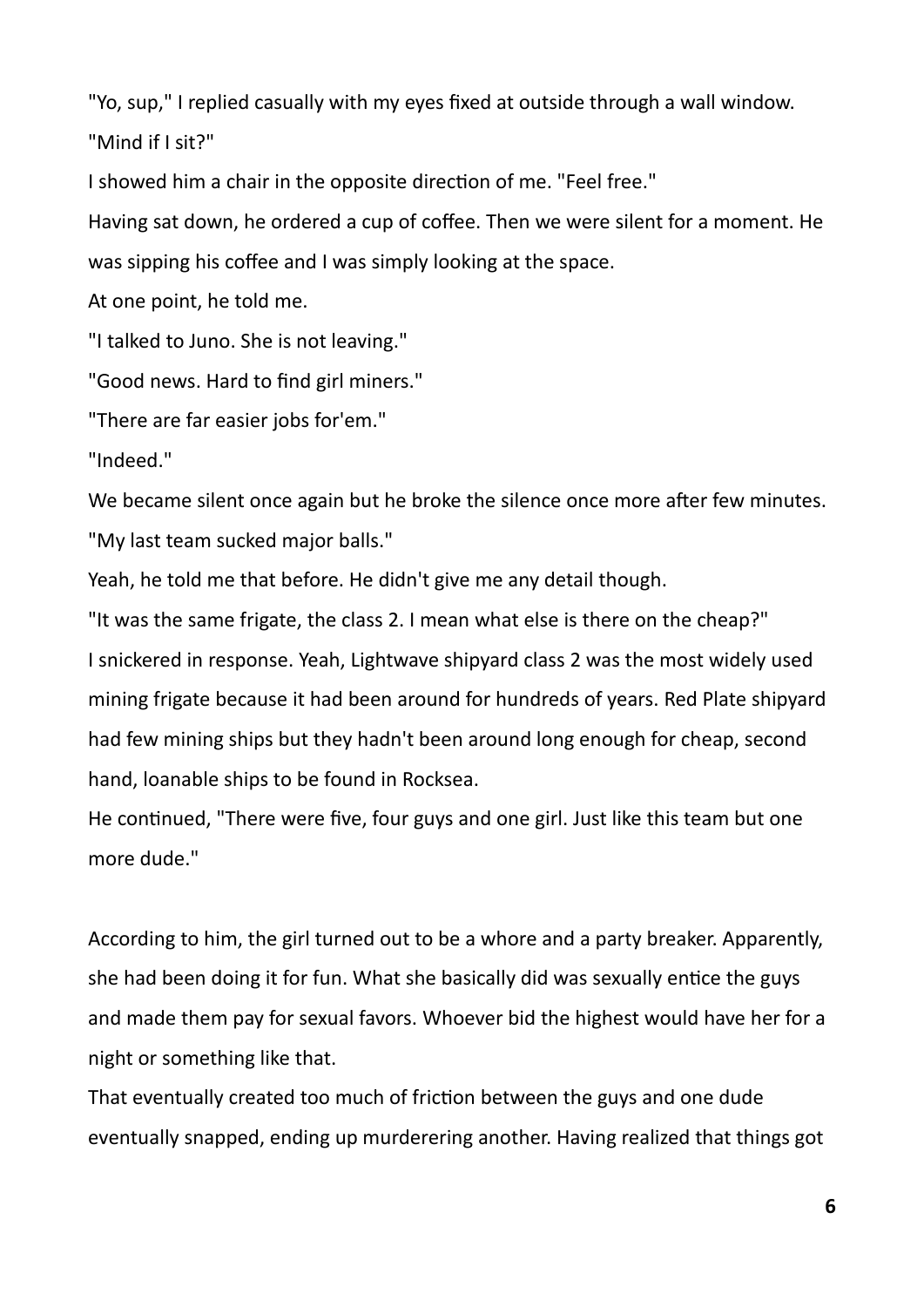"Yo, sup," I replied casually with my eyes fixed at outside through a wall window.

"Mind if I sit?"

I showed him a chair in the opposite direction of me. "Feel free."

Having sat down, he ordered a cup of coffee. Then we were silent for a moment. He was sipping his coffee and I was simply looking at the space.

At one point, he told me.

"I talked to Juno. She is not leaving."

"Good news. Hard to find girl miners."

"There are far easier jobs for'em."

"Indeed."

We became silent once again but he broke the silence once more after few minutes.

"My last team sucked major balls."

Yeah, he told me that before. He didn't give me any detail though.

"It was the same frigate, the class 2. I mean what else is there on the cheap?"

I snickered in response. Yeah, Lightwave shipyard class 2 was the most widely used mining frigate because it had been around for hundreds of years. Red Plate shipyard had few mining ships but they hadn't been around long enough for cheap, second hand, loanable ships to be found in Rocksea.

He continued, "There were five, four guys and one girl. Just like this team but one more dude."

According to him, the girl turned out to be a whore and a party breaker. Apparently, she had been doing it for fun. What she basically did was sexually entice the guys and made them pay for sexual favors. Whoever bid the highest would have her for a night or something like that.

That eventually created too much of friction between the guys and one dude eventually snapped, ending up murderering another. Having realized that things got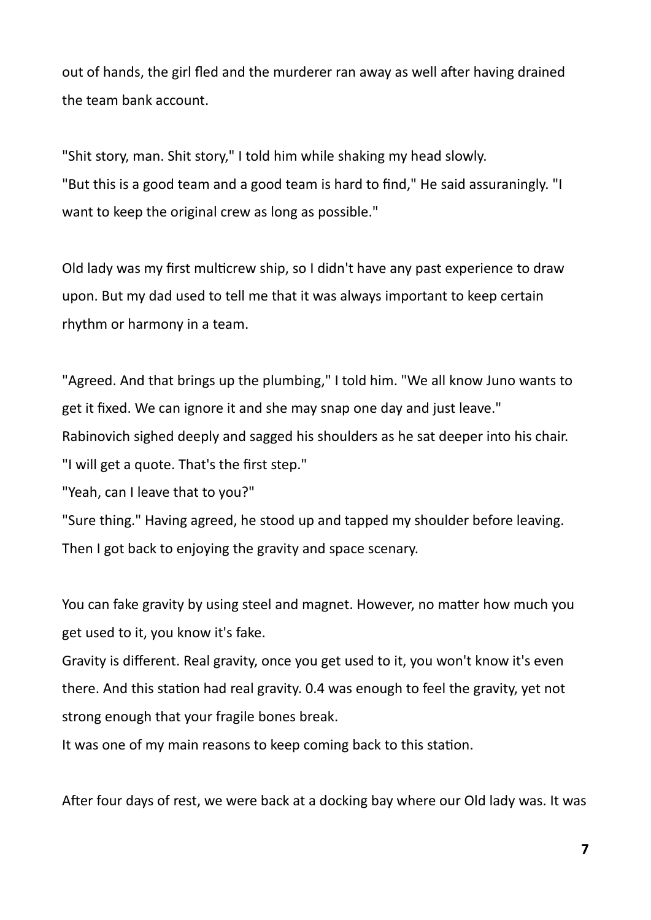out of hands, the girl fled and the murderer ran away as well after having drained the team bank account.

"Shit story, man. Shit story," I told him while shaking my head slowly.
"But this is a good team and a good team is hard to find," He said assuraningly. "I want to keep the original crew as long as possible."

Old lady was my first multicrew ship, so I didn't have any past experience to draw upon. But my dad used to tell me that it was always important to keep certain rhythm or harmony in a team.

"Agreed. And that brings up the plumbing," I told him. "We all know Juno wants to get it fixed. We can ignore it and she may snap one day and just leave."
Rabinovich sighed deeply and sagged his shoulders as he sat deeper into his chair.
"I will get a quote. That's the first step."
"Yeah, can I leave that to you?"
"Sure thing." Having agreed, he stood up and tapped my shoulder before leaving.
Then I got back to enjoying the gravity and space scenary.

You can fake gravity by using steel and magnet. However, no matter how much you get used to it, you know it's fake.
Gravity is different. Real gravity, once you get used to it, you won't know it's even there. And this station had real gravity. 0.4 was enough to feel the gravity, yet not strong enough that your fragile bones break.
It was one of my main reasons to keep coming back to this station.

After four days of rest, we were back at a docking bay where our Old lady was. It was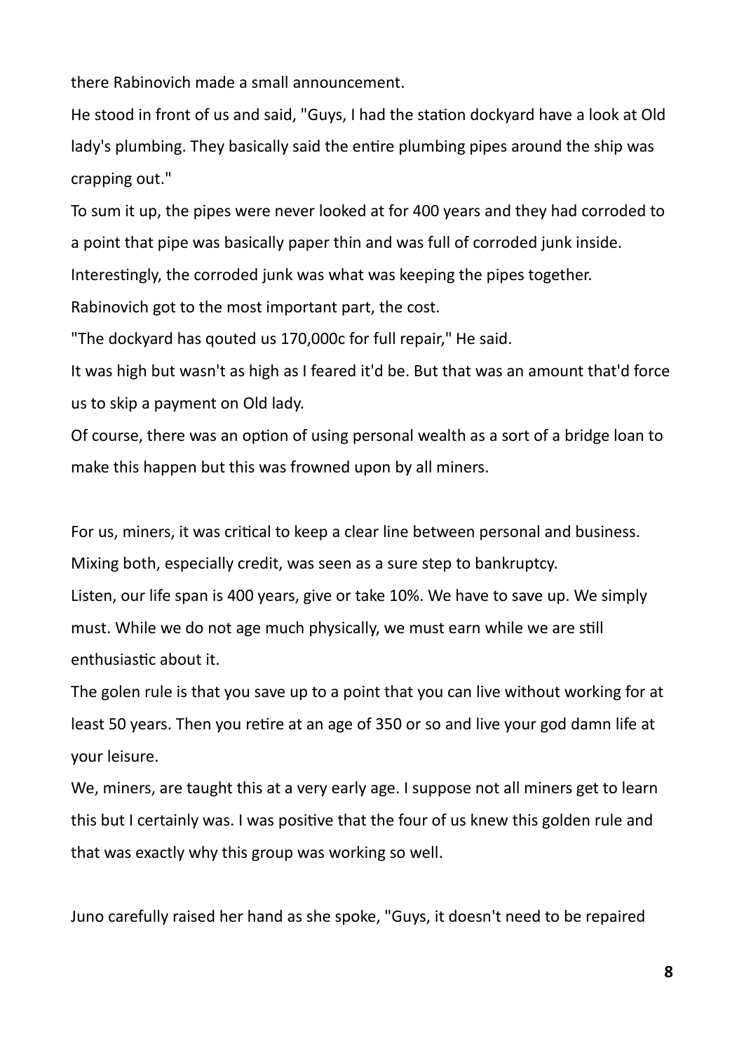there Rabinovich made a small announcement.

He stood in front of us and said, "Guys, I had the station dockyard have a look at Old lady's plumbing. They basically said the entire plumbing pipes around the ship was crapping out."

To sum it up, the pipes were never looked at for 400 years and they had corroded to a point that pipe was basically paper thin and was full of corroded junk inside.

Interestingly, the corroded junk was what was keeping the pipes together.

Rabinovich got to the most important part, the cost.

"The dockyard has qouted us 170,000c for full repair," He said.

It was high but wasn't as high as I feared it'd be. But that was an amount that'd force us to skip a payment on Old lady.

Of course, there was an option of using personal wealth as a sort of a bridge loan to make this happen but this was frowned upon by all miners.

For us, miners, it was critical to keep a clear line between personal and business. Mixing both, especially credit, was seen as a sure step to bankruptcy.

Listen, our life span is 400 years, give or take 10%. We have to save up. We simply must. While we do not age much physically, we must earn while we are still enthusiastic about it.

The golen rule is that you save up to a point that you can live without working for at least 50 years. Then you retire at an age of 350 or so and live your god damn life at your leisure.

We, miners, are taught this at a very early age. I suppose not all miners get to learn this but I certainly was. I was positive that the four of us knew this golden rule and that was exactly why this group was working so well.

Juno carefully raised her hand as she spoke, "Guys, it doesn't need to be repaired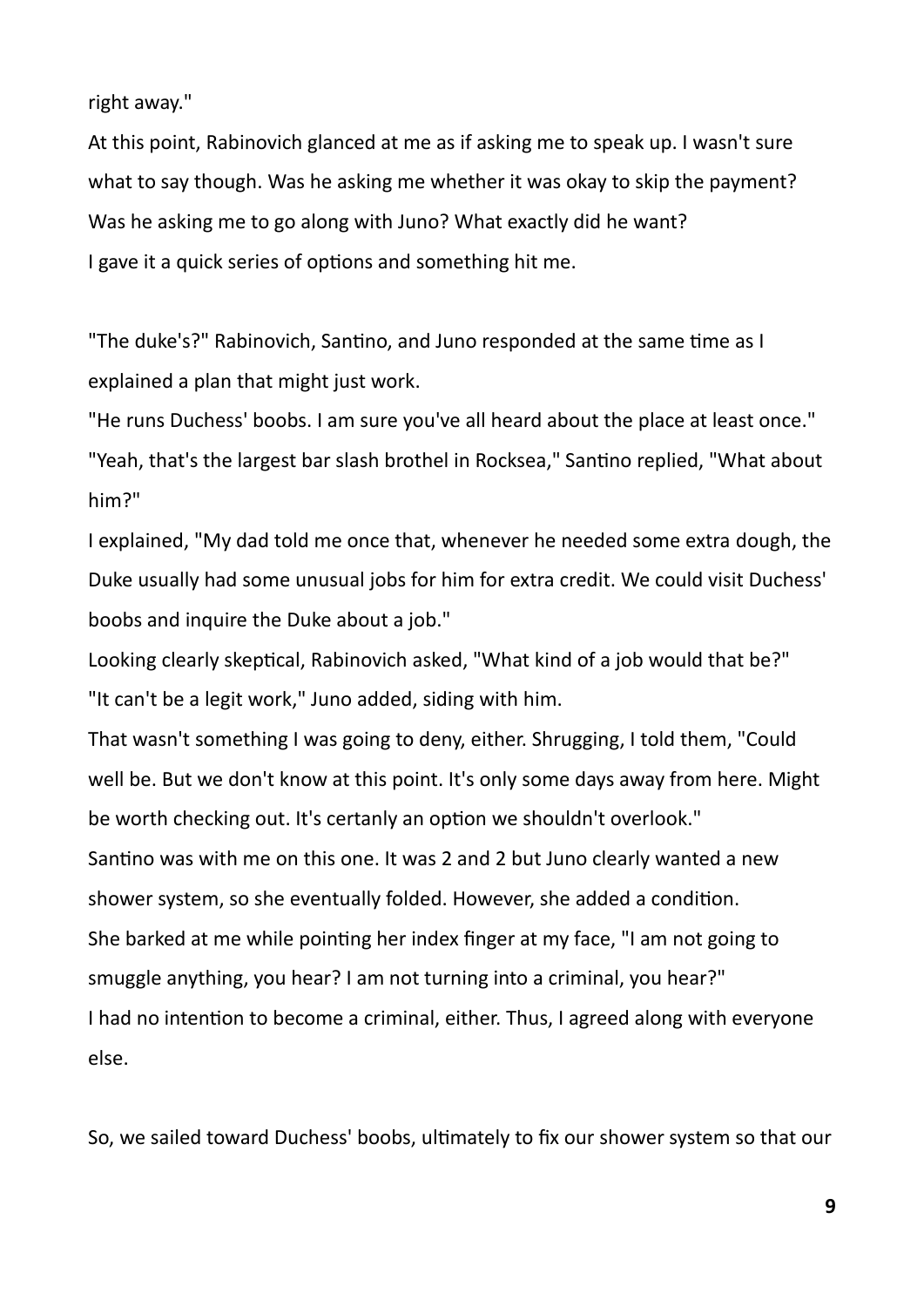right away."

At this point, Rabinovich glanced at me as if asking me to speak up. I wasn't sure what to say though. Was he asking me whether it was okay to skip the payment? Was he asking me to go along with Juno? What exactly did he want?

I gave it a quick series of options and something hit me.

"The duke's?" Rabinovich, Santino, and Juno responded at the same time as I explained a plan that might just work.

"He runs Duchess' boobs. I am sure you've all heard about the place at least once."

"Yeah, that's the largest bar slash brothel in Rocksea," Santino replied, "What about him?"

I explained, "My dad told me once that, whenever he needed some extra dough, the Duke usually had some unusual jobs for him for extra credit. We could visit Duchess' boobs and inquire the Duke about a job."

Looking clearly skeptical, Rabinovich asked, "What kind of a job would that be?"

"It can't be a legit work," Juno added, siding with him.

That wasn't something I was going to deny, either. Shrugging, I told them, "Could well be. But we don't know at this point. It's only some days away from here. Might be worth checking out. It's certanly an option we shouldn't overlook."

Santino was with me on this one. It was 2 and 2 but Juno clearly wanted a new shower system, so she eventually folded. However, she added a condition.

She barked at me while pointing her index finger at my face, "I am not going to smuggle anything, you hear? I am not turning into a criminal, you hear?"

I had no intention to become a criminal, either. Thus, I agreed along with everyone else.

So, we sailed toward Duchess' boobs, ultimately to fix our shower system so that our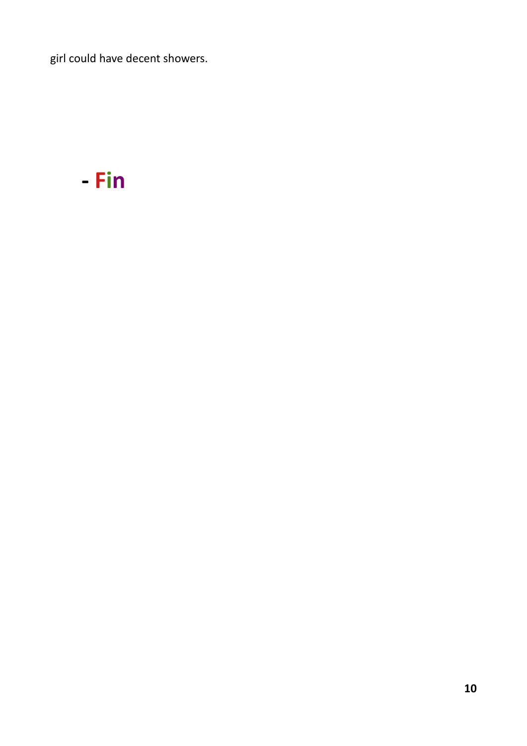girl could have decent showers.

**- Fin**